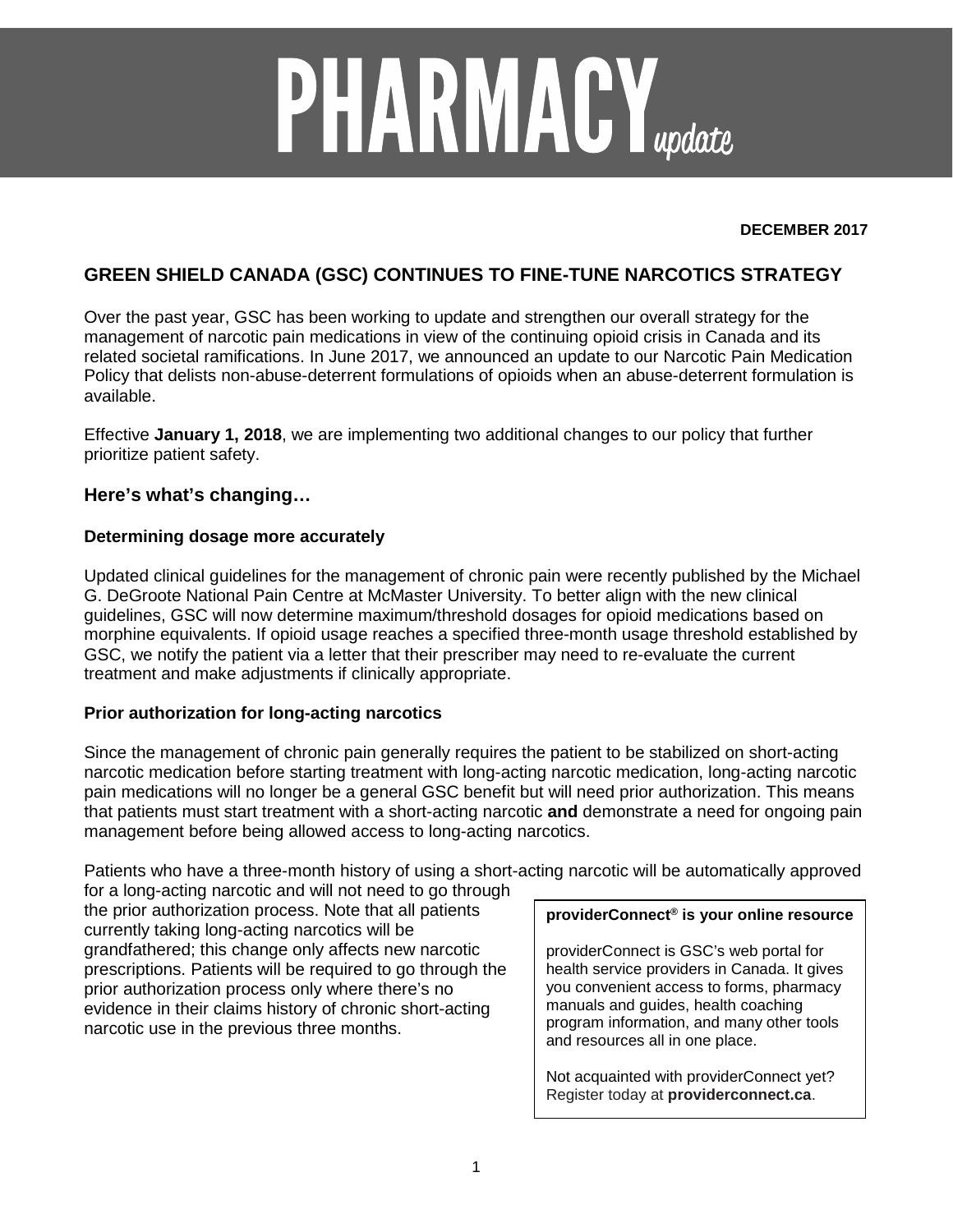# PHARMACY *update*

**DECEMBER 2017**

## GREEN SHIELD CANADA (GSC) CONTINUES TO FINE-TUNE NARCOTICS STRATEGY

Over the past year, GSC has been working to update and strengthen our overall strategy for the management of narcotic pain medications in view of the continuing opioid crisis in Canada and its related societal ramifications. In June 2017, we announced an update to our Narcotic Pain Medication Policy that delists non-abuse-deterrent formulations of opioids when an abuse-deterrent formulation is available.

Effective **January 1, 2018**, we are implementing two additional changes to our policy that further prioritize patient safety.

### Here's what's changing…

**Determining dosage more accurately**

Updated clinical guidelines for the management of chronic pain were recently published by the Michael G. DeGroote National Pain Centre at McMaster University. To better align with the new clinical guidelines, GSC will now determine maximum/threshold dosages for opioid medications based on morphine equivalents. If opioid usage reaches a specified three-month usage threshold established by GSC, we notify the patient via a letter that their prescriber may need to re-evaluate the current treatment and make adjustments if clinically appropriate.

**Prior authorization for long-acting narcotics**

Since the management of chronic pain generally requires the patient to be stabilized on short-acting narcotic medication before starting treatment with long-acting narcotic medication, long-acting narcotic pain medications will no longer be a general GSC benefit but will need prior authorization. This means that patients must start treatment with a short-acting narcotic **and** demonstrate a need for ongoing pain management before being allowed access to long-acting narcotics.

Patients who have a three-month history of using a short-acting narcotic will be automatically approved for a long-acting narcotic and will not need to go through the prior authorization process. Note that all patients currently taking long-acting narcotics will be grandfathered; this change only affects new narcotic prescriptions. Patients will be required to go through the prior authorization process only where there's no evidence in their claims history of chronic short-acting narcotic use in the previous three months.

**providerConnect® is your online resource**

providerConnect is GSC's web portal for health service providers in Canada. It gives you convenient access to forms, pharmacy manuals and guides, health coaching program information, and many other tools and resources all in one place.

Not acquainted with providerConnect yet? Register today at **providerconnect.ca**.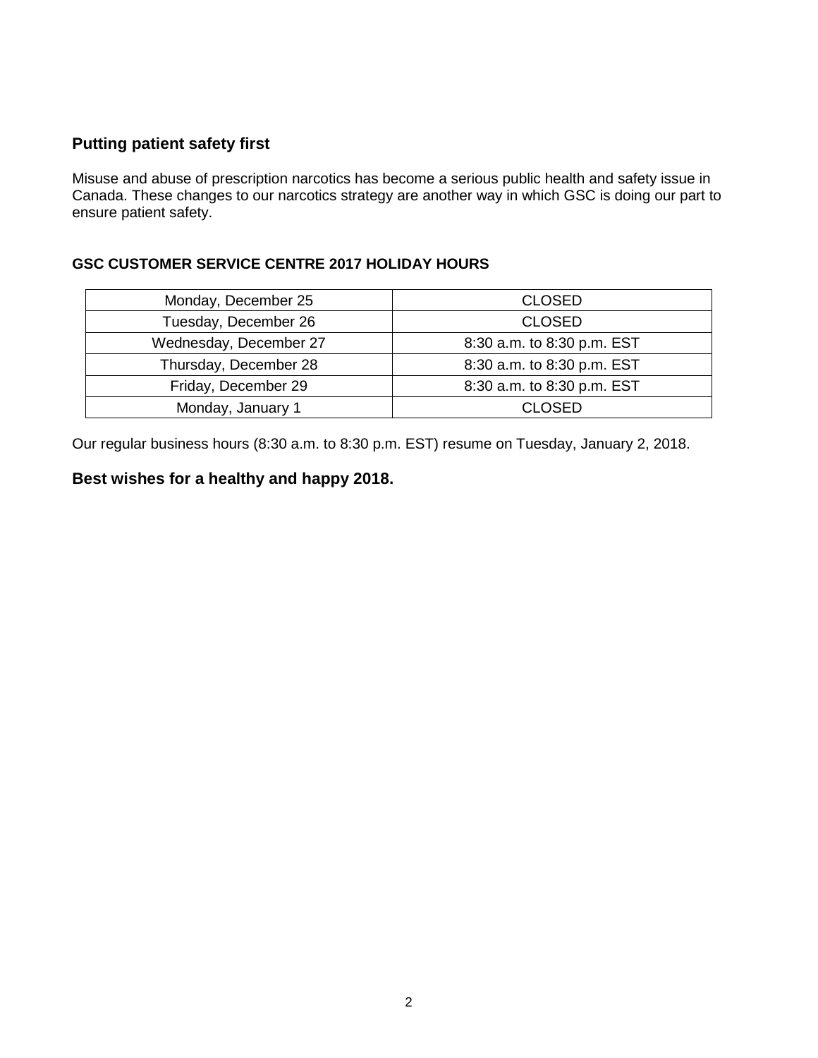## Putting patient safety first

Misuse and abuse of prescription narcotics has become a serious public health and safety issue in Canada. These changes to our narcotics strategy are another way in which GSC is doing our part to ensure patient safety.

### GSC CUSTOMER SERVICE CENTRE 2017 HOLIDAY HOURS

| | |
|---|---|
| Monday, December 25 | CLOSED |
| Tuesday, December 26 | CLOSED |
| Wednesday, December 27 | 8:30 a.m. to 8:30 p.m. EST |
| Thursday, December 28 | 8:30 a.m. to 8:30 p.m. EST |
| Friday, December 29 | 8:30 a.m. to 8:30 p.m. EST |
| Monday, January 1 | CLOSED |

Our regular business hours (8:30 a.m. to 8:30 p.m. EST) resume on Tuesday, January 2, 2018.

## Best wishes for a healthy and happy 2018.